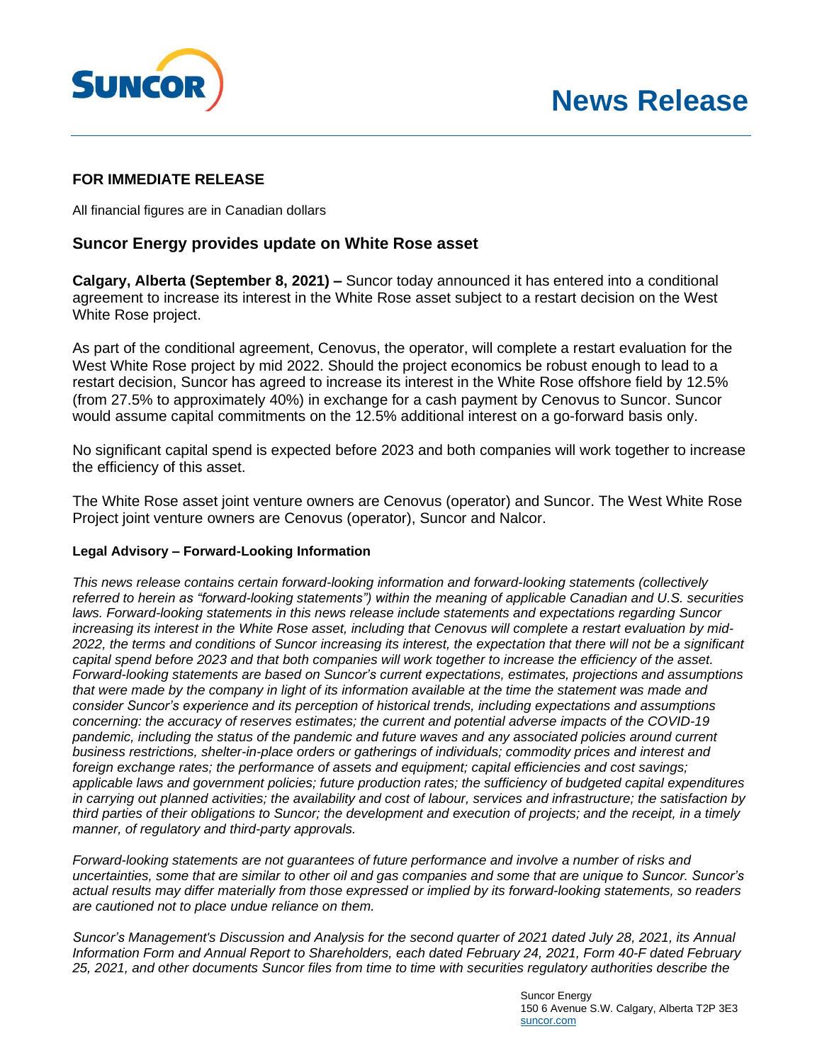# News Release

**FOR IMMEDIATE RELEASE**

All financial figures are in Canadian dollars

## Suncor Energy provides update on White Rose asset

**Calgary, Alberta (September 8, 2021) –** Suncor today announced it has entered into a conditional agreement to increase its interest in the White Rose asset subject to a restart decision on the West White Rose project.

As part of the conditional agreement, Cenovus, the operator, will complete a restart evaluation for the West White Rose project by mid 2022. Should the project economics be robust enough to lead to a restart decision, Suncor has agreed to increase its interest in the White Rose offshore field by 12.5% (from 27.5% to approximately 40%) in exchange for a cash payment by Cenovus to Suncor. Suncor would assume capital commitments on the 12.5% additional interest on a go-forward basis only.

No significant capital spend is expected before 2023 and both companies will work together to increase the efficiency of this asset.

The White Rose asset joint venture owners are Cenovus (operator) and Suncor. The West White Rose Project joint venture owners are Cenovus (operator), Suncor and Nalcor.

**Legal Advisory – Forward-Looking Information**

*This news release contains certain forward-looking information and forward-looking statements (collectively referred to herein as "forward-looking statements") within the meaning of applicable Canadian and U.S. securities laws. Forward-looking statements in this news release include statements and expectations regarding Suncor increasing its interest in the White Rose asset, including that Cenovus will complete a restart evaluation by mid-2022, the terms and conditions of Suncor increasing its interest, the expectation that there will not be a significant capital spend before 2023 and that both companies will work together to increase the efficiency of the asset. Forward-looking statements are based on Suncor's current expectations, estimates, projections and assumptions that were made by the company in light of its information available at the time the statement was made and consider Suncor's experience and its perception of historical trends, including expectations and assumptions concerning: the accuracy of reserves estimates; the current and potential adverse impacts of the COVID-19 pandemic, including the status of the pandemic and future waves and any associated policies around current business restrictions, shelter-in-place orders or gatherings of individuals; commodity prices and interest and foreign exchange rates; the performance of assets and equipment; capital efficiencies and cost savings; applicable laws and government policies; future production rates; the sufficiency of budgeted capital expenditures in carrying out planned activities; the availability and cost of labour, services and infrastructure; the satisfaction by third parties of their obligations to Suncor; the development and execution of projects; and the receipt, in a timely manner, of regulatory and third-party approvals.*

*Forward-looking statements are not guarantees of future performance and involve a number of risks and uncertainties, some that are similar to other oil and gas companies and some that are unique to Suncor. Suncor's actual results may differ materially from those expressed or implied by its forward-looking statements, so readers are cautioned not to place undue reliance on them.*

*Suncor's Management's Discussion and Analysis for the second quarter of 2021 dated July 28, 2021, its Annual Information Form and Annual Report to Shareholders, each dated February 24, 2021, Form 40-F dated February 25, 2021, and other documents Suncor files from time to time with securities regulatory authorities describe the*

Suncor Energy
150 6 Avenue S.W. Calgary, Alberta T2P 3E3
suncor.com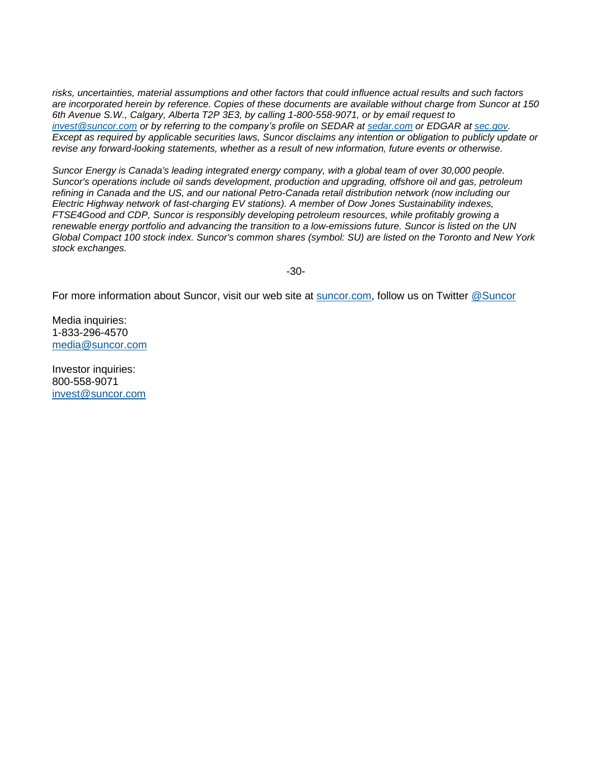*risks, uncertainties, material assumptions and other factors that could influence actual results and such factors are incorporated herein by reference. Copies of these documents are available without charge from Suncor at 150 6th Avenue S.W., Calgary, Alberta T2P 3E3, by calling 1-800-558-9071, or by email request to [invest@suncor.com](mailto:invest@suncor.com) or by referring to the company's profile on SEDAR at [sedar.com](http://sedar.com) or EDGAR at [sec.gov](http://sec.gov). Except as required by applicable securities laws, Suncor disclaims any intention or obligation to publicly update or revise any forward-looking statements, whether as a result of new information, future events or otherwise.*

*Suncor Energy is Canada's leading integrated energy company, with a global team of over 30,000 people. Suncor's operations include oil sands development, production and upgrading, offshore oil and gas, petroleum refining in Canada and the US, and our national Petro-Canada retail distribution network (now including our Electric Highway network of fast-charging EV stations). A member of Dow Jones Sustainability indexes, FTSE4Good and CDP, Suncor is responsibly developing petroleum resources, while profitably growing a renewable energy portfolio and advancing the transition to a low-emissions future. Suncor is listed on the UN Global Compact 100 stock index. Suncor's common shares (symbol: SU) are listed on the Toronto and New York stock exchanges.*

-30-

For more information about Suncor, visit our web site at [suncor.com](http://suncor.com), follow us on Twitter [@Suncor](https://twitter.com/Suncor)

Media inquiries:
1-833-296-4570
[media@suncor.com](mailto:media@suncor.com)

Investor inquiries:
800-558-9071
[invest@suncor.com](mailto:invest@suncor.com)